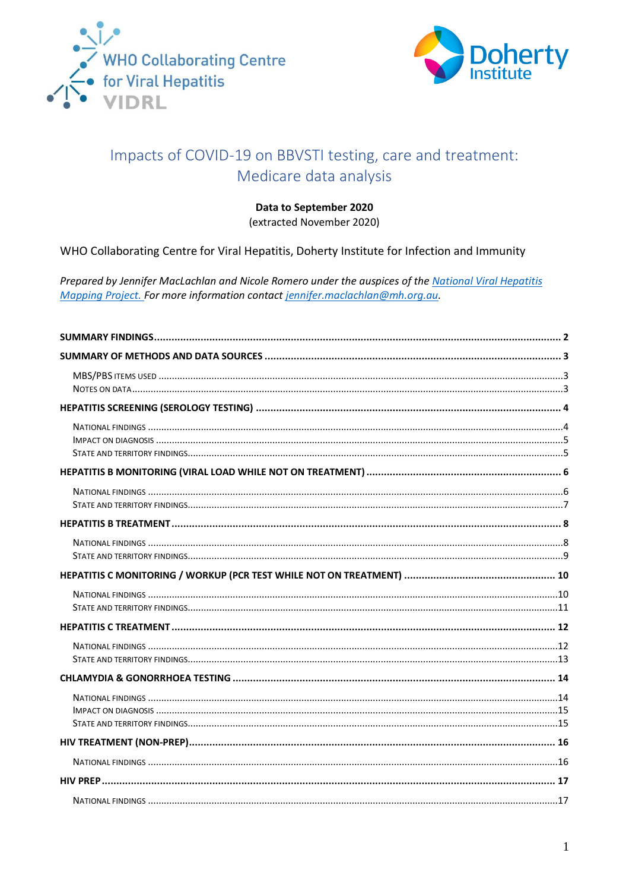WHO Collaborating Centre for Viral Hepatitis
VIDRL

Doherty Institute

# Impacts of COVID-19 on BBVSTI testing, care and treatment: Medicare data analysis

**Data to September 2020**
(extracted November 2020)

WHO Collaborating Centre for Viral Hepatitis, Doherty Institute for Infection and Immunity

*Prepared by Jennifer MacLachlan and Nicole Romero under the auspices of the [National Viral Hepatitis Mapping Project.](#) For more information contact [jennifer.maclachlan@mh.org.au](mailto:jennifer.maclachlan@mh.org.au).*

**SUMMARY FINDINGS** ..... 2

**SUMMARY OF METHODS AND DATA SOURCES** ..... 3

- MBS/PBS items used ..... 3
- Notes on data ..... 3

**HEPATITIS SCREENING (SEROLOGY TESTING)** ..... 4

- National findings ..... 4
- Impact on diagnosis ..... 5
- State and territory findings ..... 5

**HEPATITIS B MONITORING (VIRAL LOAD WHILE NOT ON TREATMENT)** ..... 6

- National findings ..... 6
- State and territory findings ..... 7

**HEPATITIS B TREATMENT** ..... 8

- National findings ..... 8
- State and territory findings ..... 9

**HEPATITIS C MONITORING / WORKUP (PCR TEST WHILE NOT ON TREATMENT)** ..... 10

- National findings ..... 10
- State and territory findings ..... 11

**HEPATITIS C TREATMENT** ..... 12

- National findings ..... 12
- State and territory findings ..... 13

**CHLAMYDIA & GONORRHOEA TESTING** ..... 14

- National findings ..... 14
- Impact on diagnosis ..... 15
- State and territory findings ..... 15

**HIV TREATMENT (NON-PREP)** ..... 16

- National findings ..... 16

**HIV PREP** ..... 17

- National findings ..... 17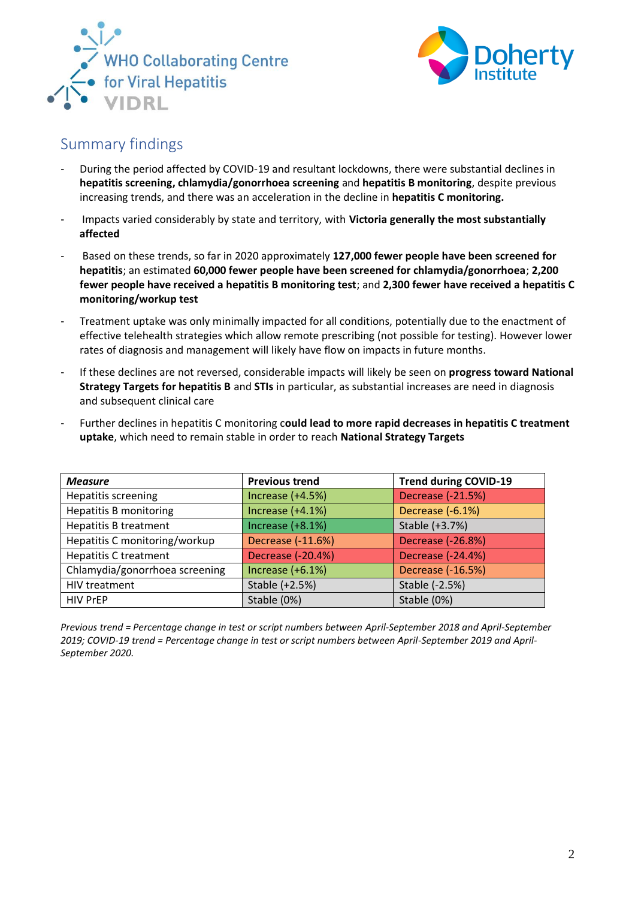## Summary findings

- During the period affected by COVID-19 and resultant lockdowns, there were substantial declines in **hepatitis screening, chlamydia/gonorrhoea screening** and **hepatitis B monitoring**, despite previous increasing trends, and there was an acceleration in the decline in **hepatitis C monitoring.**
- Impacts varied considerably by state and territory, with **Victoria generally the most substantially affected**
- Based on these trends, so far in 2020 approximately **127,000 fewer people have been screened for hepatitis**; an estimated **60,000 fewer people have been screened for chlamydia/gonorrhoea**; **2,200 fewer people have received a hepatitis B monitoring test**; and **2,300 fewer have received a hepatitis C monitoring/workup test**
- Treatment uptake was only minimally impacted for all conditions, potentially due to the enactment of effective telehealth strategies which allow remote prescribing (not possible for testing). However lower rates of diagnosis and management will likely have flow on impacts in future months.
- If these declines are not reversed, considerable impacts will likely be seen on **progress toward National Strategy Targets for hepatitis B** and **STIs** in particular, as substantial increases are need in diagnosis and subsequent clinical care
- Further declines in hepatitis C monitoring c**ould lead to more rapid decreases in hepatitis C treatment uptake**, which need to remain stable in order to reach **National Strategy Targets**

| ***Measure*** | **Previous trend** | **Trend during COVID-19** |
|---|---|---|
| Hepatitis screening | Increase (+4.5%) | Decrease (-21.5%) |
| Hepatitis B monitoring | Increase (+4.1%) | Decrease (-6.1%) |
| Hepatitis B treatment | Increase (+8.1%) | Stable (+3.7%) |
| Hepatitis C monitoring/workup | Decrease (-11.6%) | Decrease (-26.8%) |
| Hepatitis C treatment | Decrease (-20.4%) | Decrease (-24.4%) |
| Chlamydia/gonorrhoea screening | Increase (+6.1%) | Decrease (-16.5%) |
| HIV treatment | Stable (+2.5%) | Stable (-2.5%) |
| HIV PrEP | Stable (0%) | Stable (0%) |

*Previous trend = Percentage change in test or script numbers between April-September 2018 and April-September 2019; COVID-19 trend = Percentage change in test or script numbers between April-September 2019 and April-September 2020.*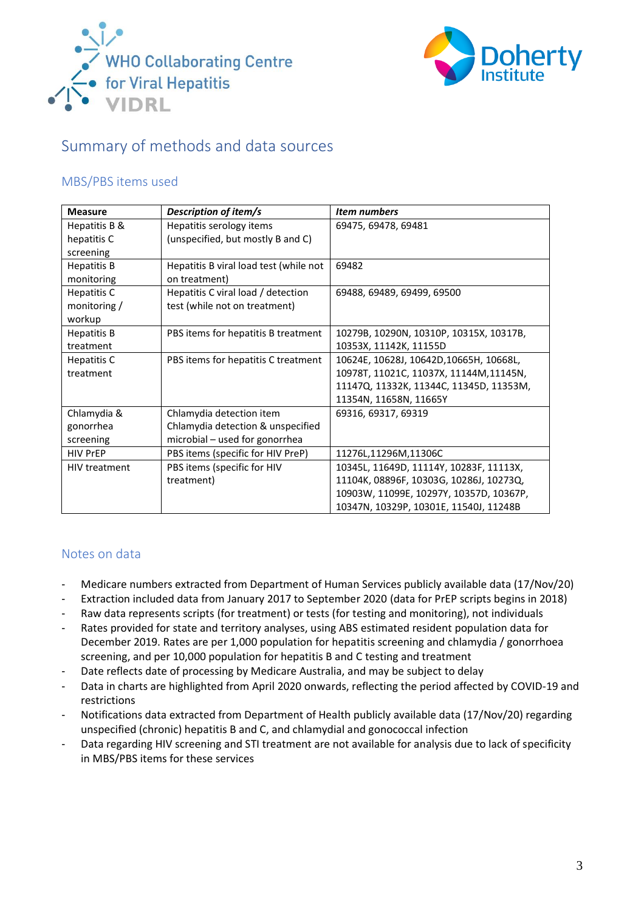## Summary of methods and data sources

### MBS/PBS items used

| Measure | *Description of item/s* | *Item numbers* |
|---|---|---|
| Hepatitis B & hepatitis C screening | Hepatitis serology items (unspecified, but mostly B and C) | 69475, 69478, 69481 |
| Hepatitis B monitoring | Hepatitis B viral load test (while not on treatment) | 69482 |
| Hepatitis C monitoring / workup | Hepatitis C viral load / detection test (while not on treatment) | 69488, 69489, 69499, 69500 |
| Hepatitis B treatment | PBS items for hepatitis B treatment | 10279B, 10290N, 10310P, 10315X, 10317B, 10353X, 11142K, 11155D |
| Hepatitis C treatment | PBS items for hepatitis C treatment | 10624E, 10628J, 10642D,10665H, 10668L, 10978T, 11021C, 11037X, 11144M,11145N, 11147Q, 11332K, 11344C, 11345D, 11353M, 11354N, 11658N, 11665Y |
| Chlamydia & gonorrhea screening | Chlamydia detection item Chlamydia detection & unspecified microbial – used for gonorrhea | 69316, 69317, 69319 |
| HIV PrEP | PBS items (specific for HIV PreP) | 11276L,11296M,11306C |
| HIV treatment | PBS items (specific for HIV treatment) | 10345L, 11649D, 11114Y, 10283F, 11113X, 11104K, 08896F, 10303G, 10286J, 10273Q, 10903W, 11099E, 10297Y, 10357D, 10367P, 10347N, 10329P, 10301E, 11540J, 11248B |

### Notes on data

- Medicare numbers extracted from Department of Human Services publicly available data (17/Nov/20)
- Extraction included data from January 2017 to September 2020 (data for PrEP scripts begins in 2018)
- Raw data represents scripts (for treatment) or tests (for testing and monitoring), not individuals
- Rates provided for state and territory analyses, using ABS estimated resident population data for December 2019. Rates are per 1,000 population for hepatitis screening and chlamydia / gonorrhoea screening, and per 10,000 population for hepatitis B and C testing and treatment
- Date reflects date of processing by Medicare Australia, and may be subject to delay
- Data in charts are highlighted from April 2020 onwards, reflecting the period affected by COVID-19 and restrictions
- Notifications data extracted from Department of Health publicly available data (17/Nov/20) regarding unspecified (chronic) hepatitis B and C, and chlamydial and gonococcal infection
- Data regarding HIV screening and STI treatment are not available for analysis due to lack of specificity in MBS/PBS items for these services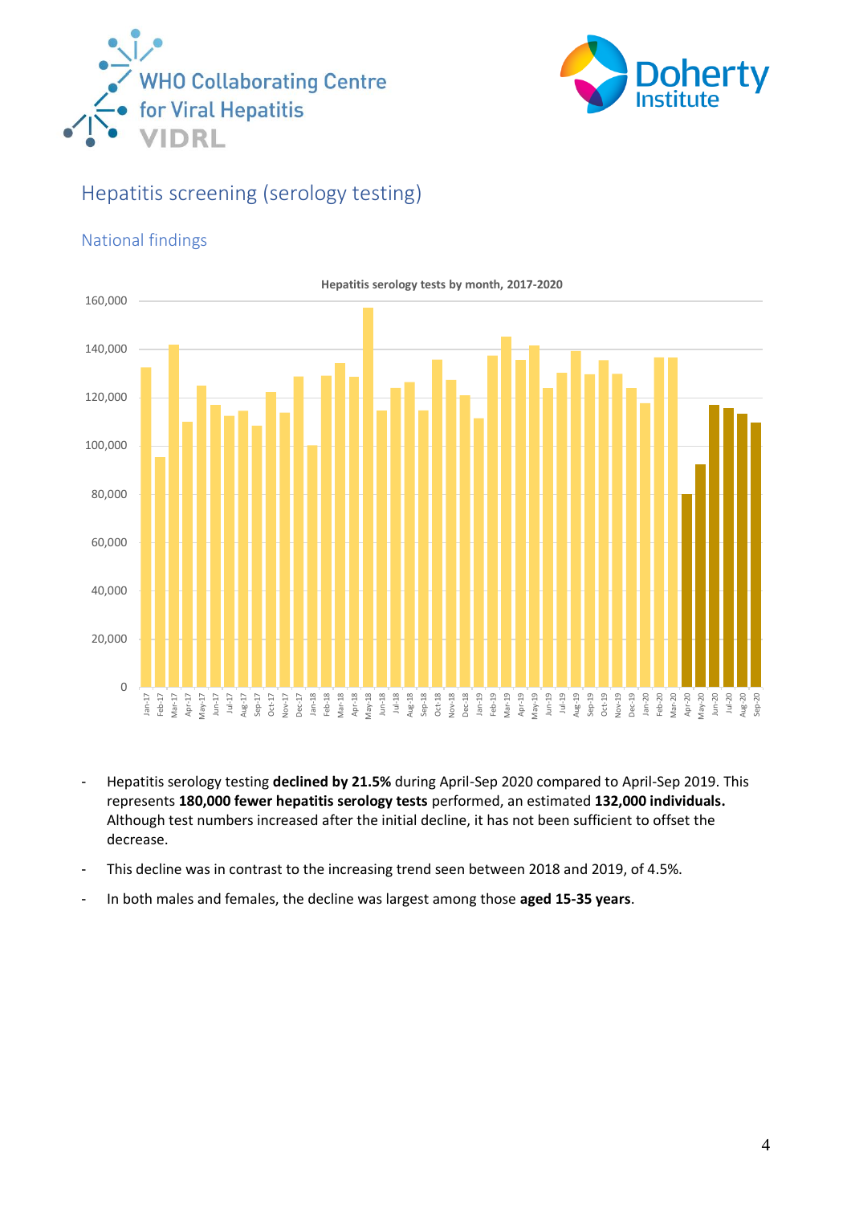## Hepatitis screening (serology testing)

### National findings

**Hepatitis serology tests by month, 2017-2020**

- Hepatitis serology testing **declined by 21.5%** during April-Sep 2020 compared to April-Sep 2019. This represents **180,000 fewer hepatitis serology tests** performed, an estimated **132,000 individuals.** Although test numbers increased after the initial decline, it has not been sufficient to offset the decrease.
- This decline was in contrast to the increasing trend seen between 2018 and 2019, of 4.5%.
- In both males and females, the decline was largest among those **aged 15-35 years**.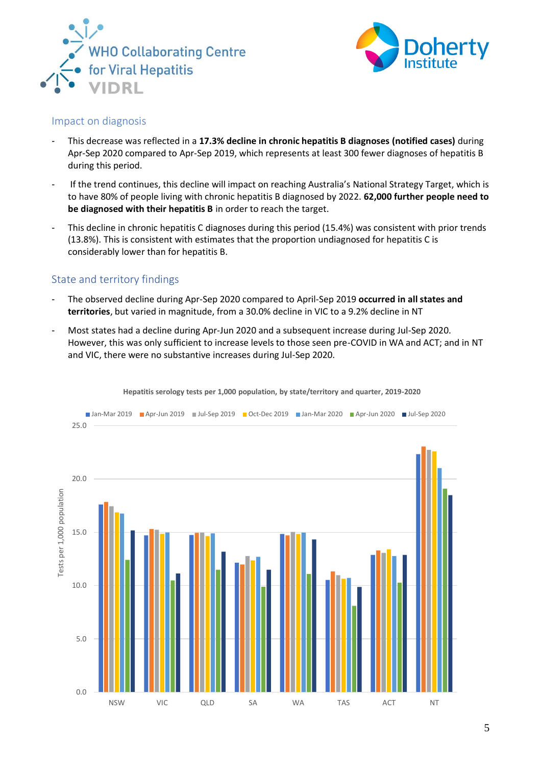## Impact on diagnosis

- This decrease was reflected in a **17.3% decline in chronic hepatitis B diagnoses (notified cases)** during Apr-Sep 2020 compared to Apr-Sep 2019, which represents at least 300 fewer diagnoses of hepatitis B during this period.
- If the trend continues, this decline will impact on reaching Australia's National Strategy Target, which is to have 80% of people living with chronic hepatitis B diagnosed by 2022. **62,000 further people need to be diagnosed with their hepatitis B** in order to reach the target.
- This decline in chronic hepatitis C diagnoses during this period (15.4%) was consistent with prior trends (13.8%). This is consistent with estimates that the proportion undiagnosed for hepatitis C is considerably lower than for hepatitis B.

## State and territory findings

- The observed decline during Apr-Sep 2020 compared to April-Sep 2019 **occurred in all states and territories**, but varied in magnitude, from a 30.0% decline in VIC to a 9.2% decline in NT
- Most states had a decline during Apr-Jun 2020 and a subsequent increase during Jul-Sep 2020. However, this was only sufficient to increase levels to those seen pre-COVID in WA and ACT; and in NT and VIC, there were no substantive increases during Jul-Sep 2020.

**Hepatitis serology tests per 1,000 population, by state/territory and quarter, 2019-2020**

Legend: Jan-Mar 2019, Apr-Jun 2019, Jul-Sep 2019, Oct-Dec 2019, Jan-Mar 2020, Apr-Jun 2020, Jul-Sep 2020

Y-axis: Tests per 1,000 population (0.0–25.0)

X-axis: NSW, VIC, QLD, SA, WA, TAS, ACT, NT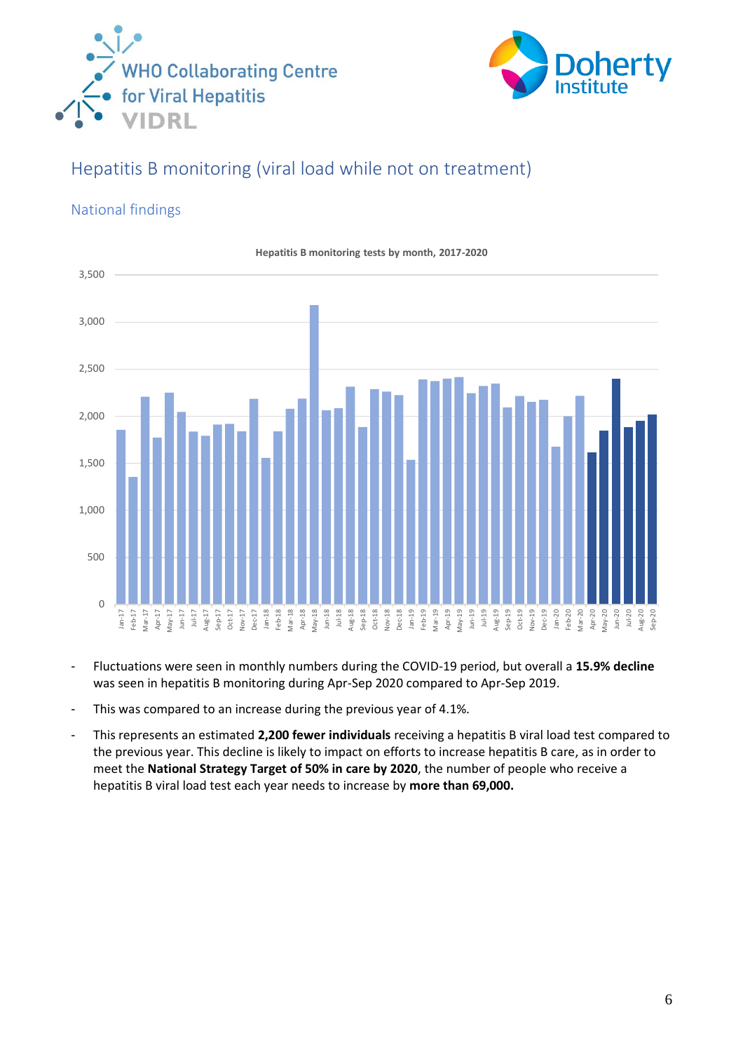## Hepatitis B monitoring (viral load while not on treatment)

### National findings

**Hepatitis B monitoring tests by month, 2017-2020**

- Fluctuations were seen in monthly numbers during the COVID-19 period, but overall a **15.9% decline** was seen in hepatitis B monitoring during Apr-Sep 2020 compared to Apr-Sep 2019.
- This was compared to an increase during the previous year of 4.1%.
- This represents an estimated **2,200 fewer individuals** receiving a hepatitis B viral load test compared to the previous year. This decline is likely to impact on efforts to increase hepatitis B care, as in order to meet the **National Strategy Target of 50% in care by 2020**, the number of people who receive a hepatitis B viral load test each year needs to increase by **more than 69,000.**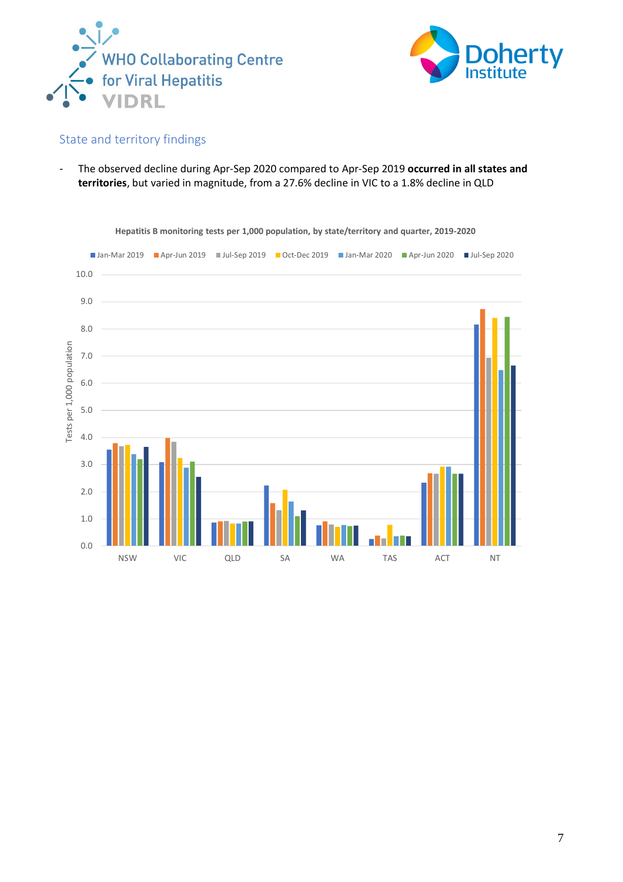## State and territory findings

- The observed decline during Apr-Sep 2020 compared to Apr-Sep 2019 **occurred in all states and territories**, but varied in magnitude, from a 27.6% decline in VIC to a 1.8% decline in QLD

Hepatitis B monitoring tests per 1,000 population, by state/territory and quarter, 2019-2020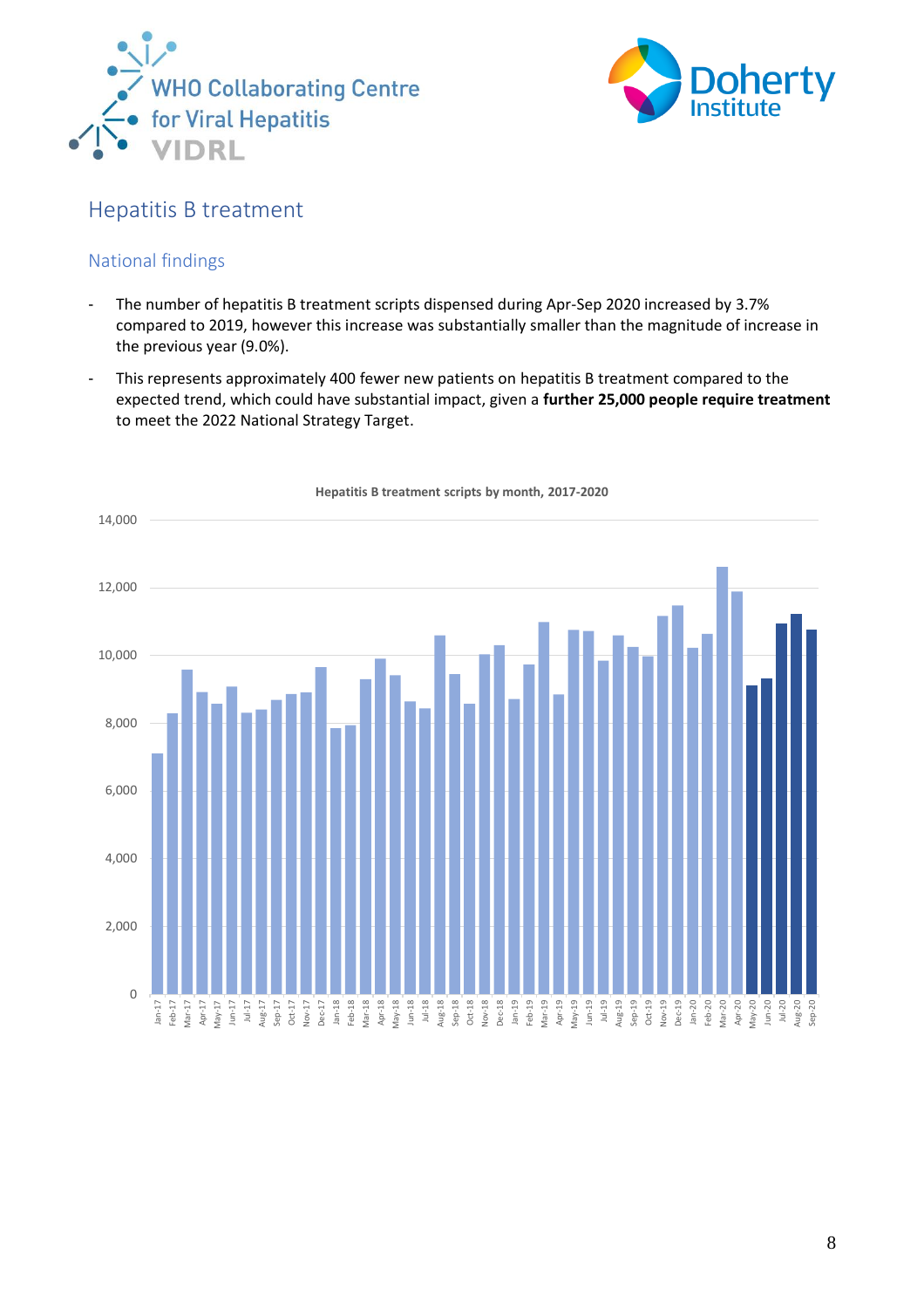## Hepatitis B treatment

### National findings

- The number of hepatitis B treatment scripts dispensed during Apr-Sep 2020 increased by 3.7% compared to 2019, however this increase was substantially smaller than the magnitude of increase in the previous year (9.0%).
- This represents approximately 400 fewer new patients on hepatitis B treatment compared to the expected trend, which could have substantial impact, given a **further 25,000 people require treatment** to meet the 2022 National Strategy Target.

Hepatitis B treatment scripts by month, 2017-2020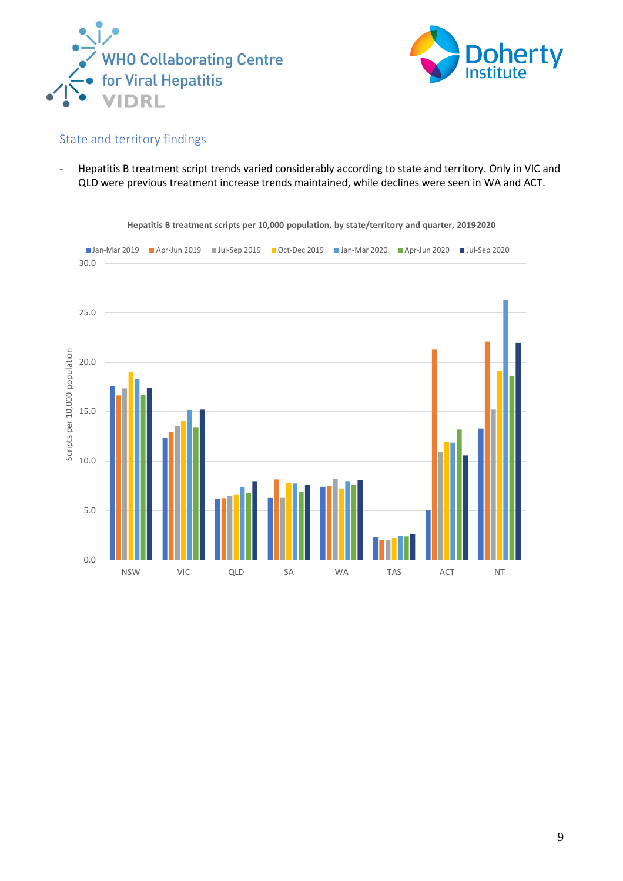## State and territory findings

- Hepatitis B treatment script trends varied considerably according to state and territory. Only in VIC and QLD were previous treatment increase trends maintained, while declines were seen in WA and ACT.

**Hepatitis B treatment scripts per 10,000 population, by state/territory and quarter, 2019-2020**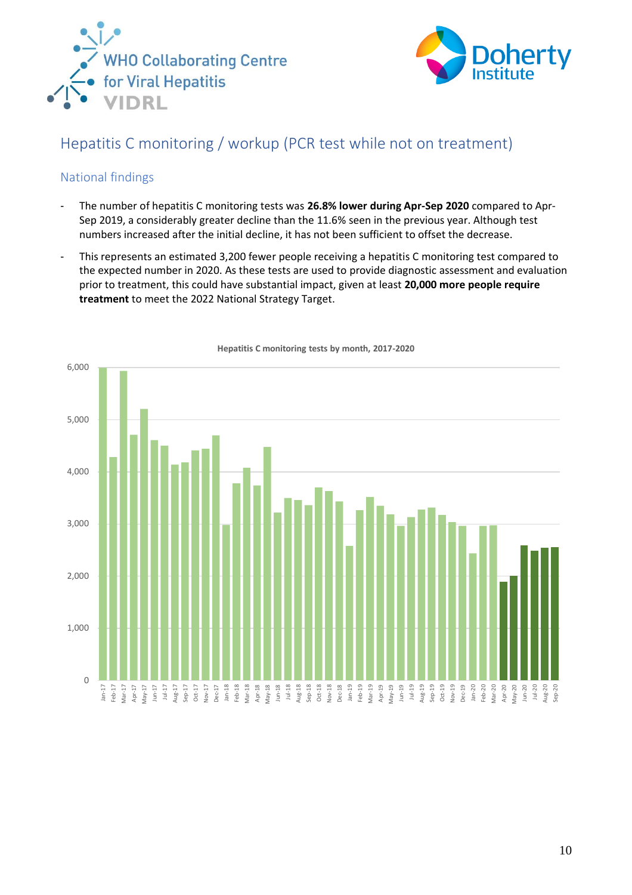## Hepatitis C monitoring / workup (PCR test while not on treatment)

### National findings

- The number of hepatitis C monitoring tests was **26.8% lower during Apr-Sep 2020** compared to Apr-Sep 2019, a considerably greater decline than the 11.6% seen in the previous year. Although test numbers increased after the initial decline, it has not been sufficient to offset the decrease.
- This represents an estimated 3,200 fewer people receiving a hepatitis C monitoring test compared to the expected number in 2020. As these tests are used to provide diagnostic assessment and evaluation prior to treatment, this could have substantial impact, given at least **20,000 more people require treatment** to meet the 2022 National Strategy Target.

**Hepatitis C monitoring tests by month, 2017-2020**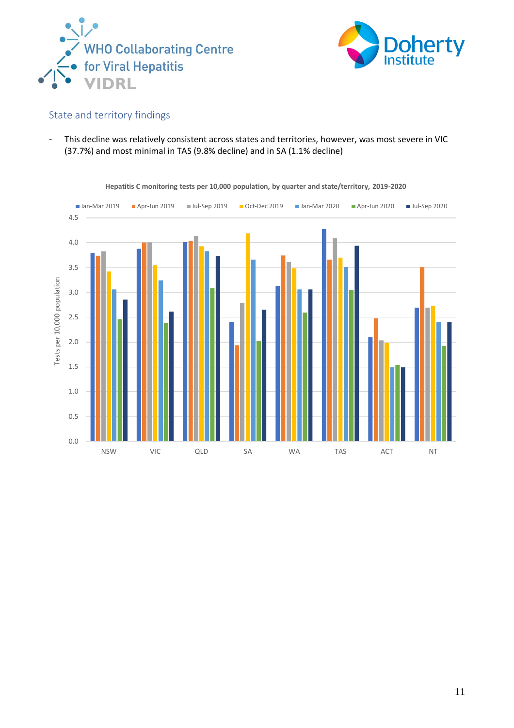## State and territory findings

- This decline was relatively consistent across states and territories, however, was most severe in VIC (37.7%) and most minimal in TAS (9.8% decline) and in SA (1.1% decline)

Hepatitis C monitoring tests per 10,000 population, by quarter and state/territory, 2019-2020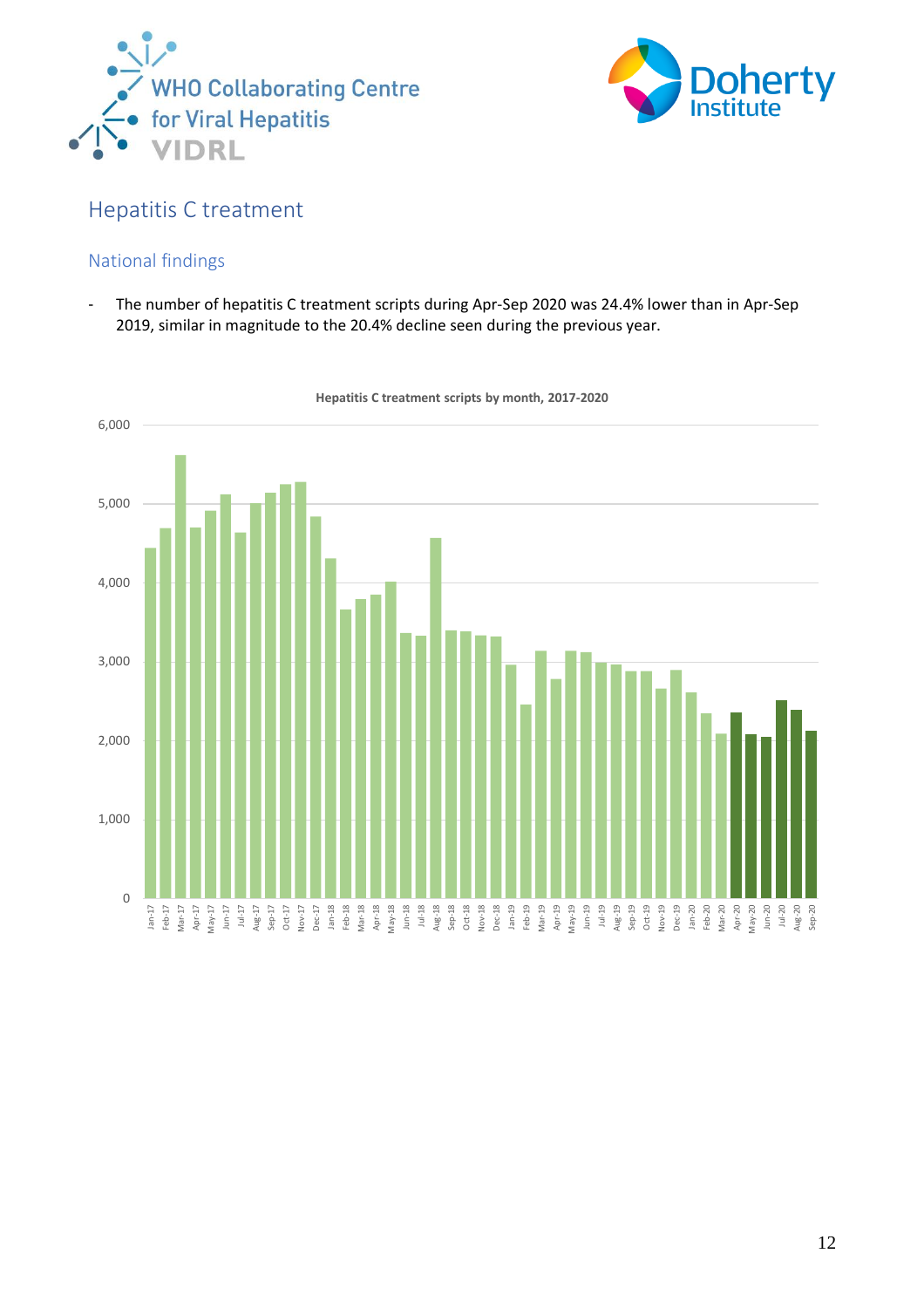## Hepatitis C treatment

### National findings

- The number of hepatitis C treatment scripts during Apr-Sep 2020 was 24.4% lower than in Apr-Sep 2019, similar in magnitude to the 20.4% decline seen during the previous year.

Hepatitis C treatment scripts by month, 2017-2020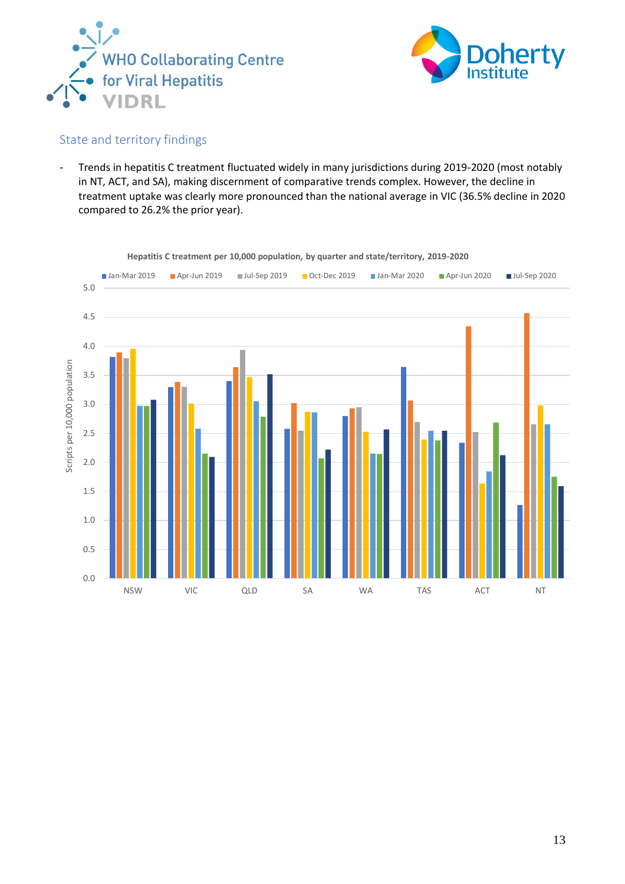## State and territory findings

- Trends in hepatitis C treatment fluctuated widely in many jurisdictions during 2019-2020 (most notably in NT, ACT, and SA), making discernment of comparative trends complex. However, the decline in treatment uptake was clearly more pronounced than the national average in VIC (36.5% decline in 2020 compared to 26.2% the prior year).

**Hepatitis C treatment per 10,000 population, by quarter and state/territory, 2019-2020**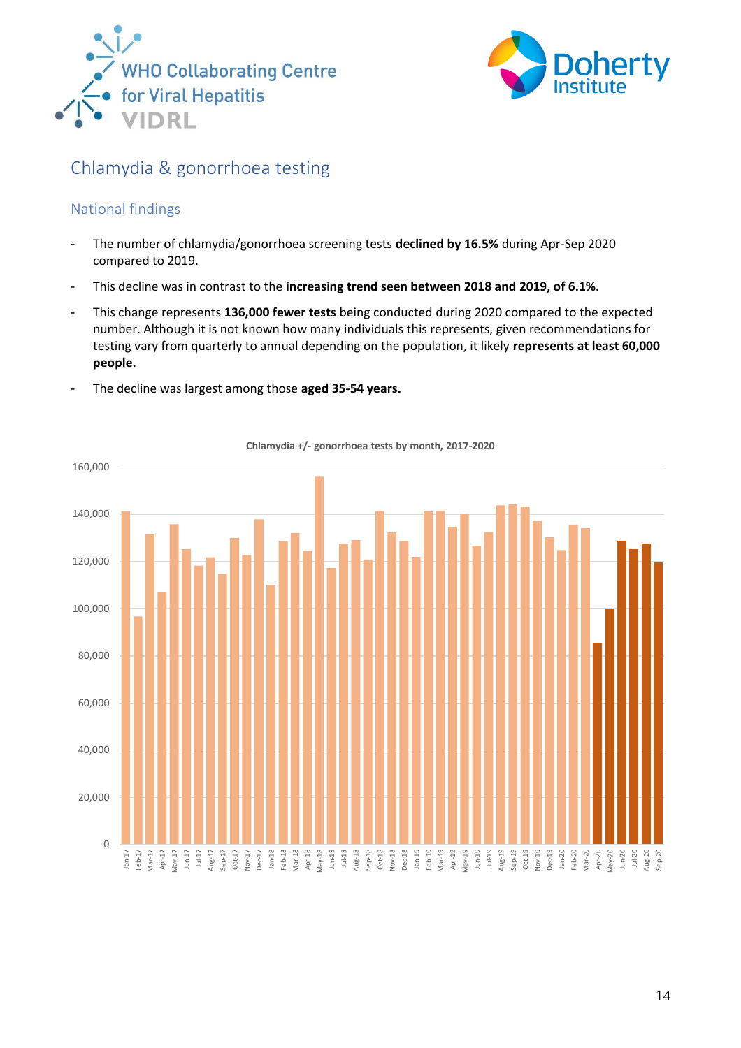## Chlamydia & gonorrhoea testing

### National findings

- The number of chlamydia/gonorrhoea screening tests **declined by 16.5%** during Apr-Sep 2020 compared to 2019.
- This decline was in contrast to the **increasing trend seen between 2018 and 2019, of 6.1%.**
- This change represents **136,000 fewer tests** being conducted during 2020 compared to the expected number. Although it is not known how many individuals this represents, given recommendations for testing vary from quarterly to annual depending on the population, it likely **represents at least 60,000 people.**
- The decline was largest among those **aged 35-54 years.**

Chlamydia +/- gonorrhoea tests by month, 2017-2020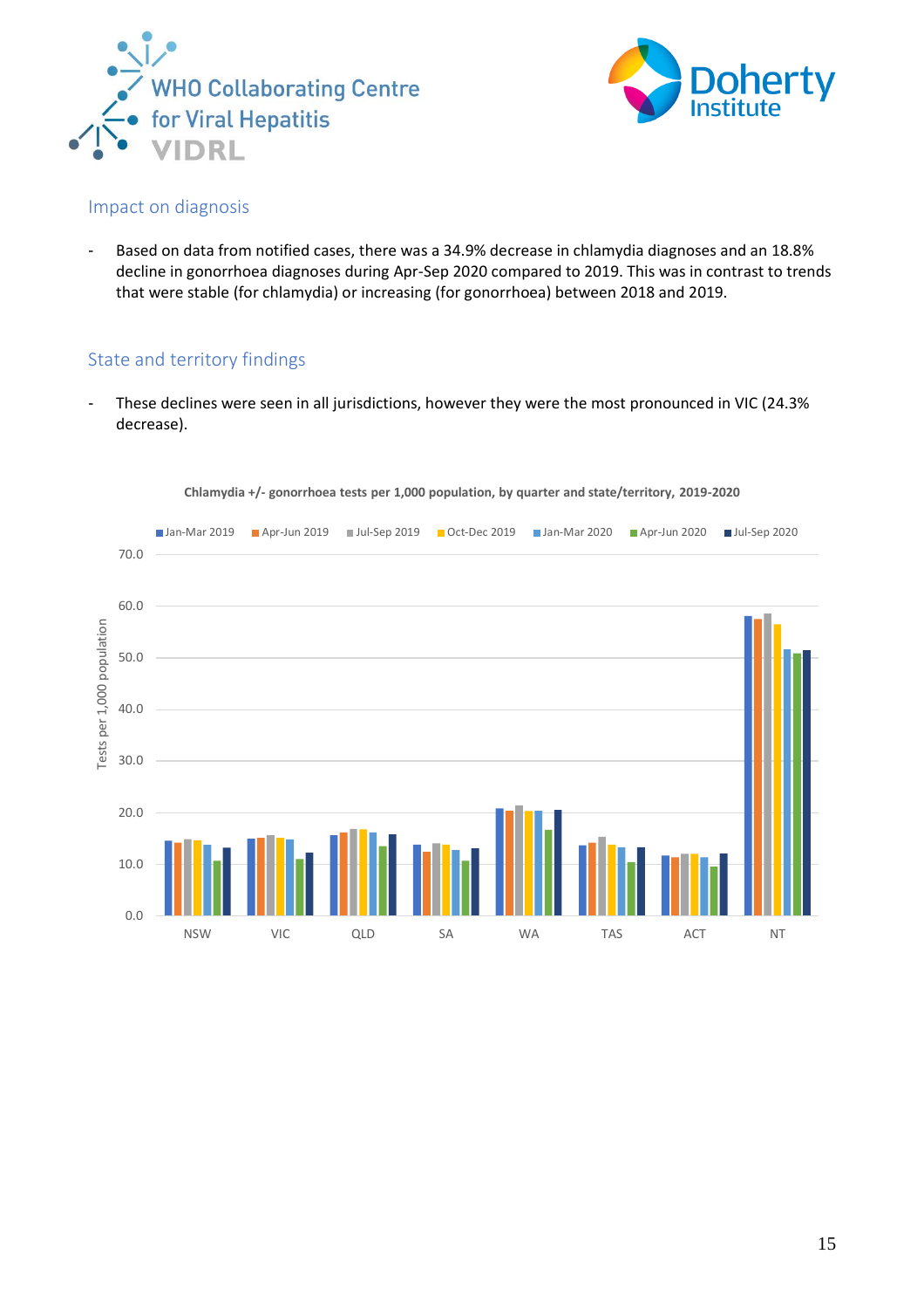## Impact on diagnosis

- Based on data from notified cases, there was a 34.9% decrease in chlamydia diagnoses and an 18.8% decline in gonorrhoea diagnoses during Apr-Sep 2020 compared to 2019. This was in contrast to trends that were stable (for chlamydia) or increasing (for gonorrhoea) between 2018 and 2019.

## State and territory findings

- These declines were seen in all jurisdictions, however they were the most pronounced in VIC (24.3% decrease).

**Chlamydia +/- gonorrhoea tests per 1,000 population, by quarter and state/territory, 2019-2020**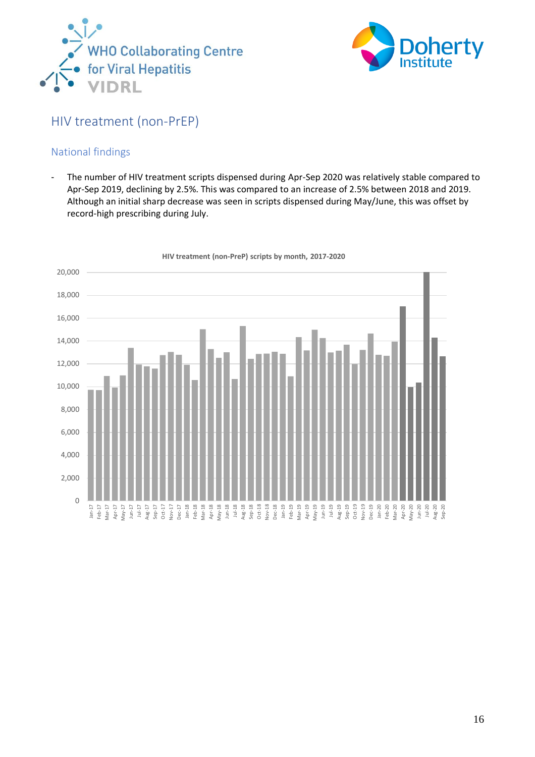## HIV treatment (non-PrEP)

### National findings

- The number of HIV treatment scripts dispensed during Apr-Sep 2020 was relatively stable compared to Apr-Sep 2019, declining by 2.5%. This was compared to an increase of 2.5% between 2018 and 2019. Although an initial sharp decrease was seen in scripts dispensed during May/June, this was offset by record-high prescribing during July.

HIV treatment (non-PreP) scripts by month, 2017-2020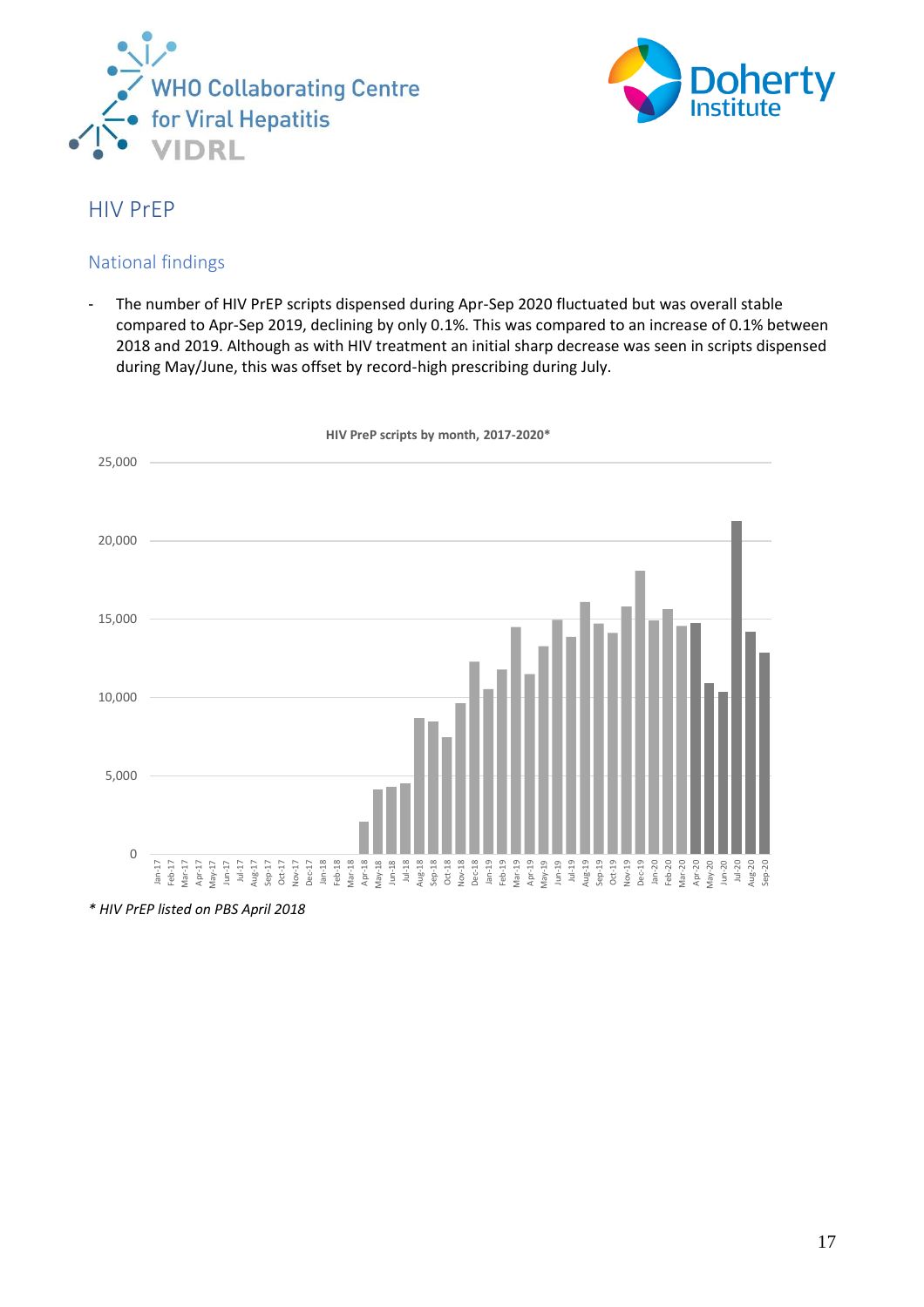## HIV PrEP

### National findings

- The number of HIV PrEP scripts dispensed during Apr-Sep 2020 fluctuated but was overall stable compared to Apr-Sep 2019, declining by only 0.1%. This was compared to an increase of 0.1% between 2018 and 2019. Although as with HIV treatment an initial sharp decrease was seen in scripts dispensed during May/June, this was offset by record-high prescribing during July.

HIV PreP scripts by month, 2017-2020*

25,000
20,000
15,000
10,000
5,000
0

Jan-17 Feb-17 Mar-17 Apr-17 May-17 Jun-17 Jul-17 Aug-17 Sep-17 Oct-17 Nov-17 Dec-17 Jan-18 Feb-18 Mar-18 Apr-18 May-18 Jun-18 Jul-18 Aug-18 Sep-18 Oct-18 Nov-18 Dec-18 Jan-19 Feb-19 Mar-19 Apr-19 May-19 Jun-19 Jul-19 Aug-19 Sep-19 Oct-19 Nov-19 Dec-19 Jan-20 Feb-20 Mar-20 Apr-20 May-20 Jun-20 Jul-20 Aug-20 Sep-20

*\* HIV PrEP listed on PBS April 2018*